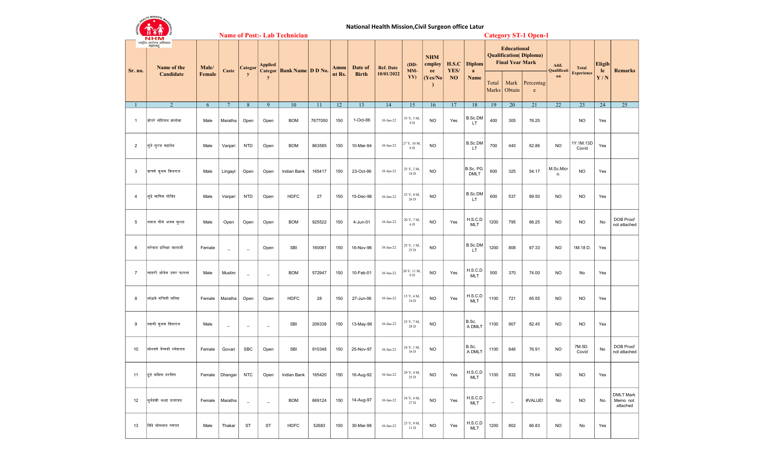# National Health Mission,Civil Surgeon office Latur

**Name of Post:- Lab Technician** | **Category ST-1 Open-1**

| Sr. no. | Name of the Candidate | Male/ Female | Caste | Category | Applied Category | Bank Name | D D No. | Amount Rs. | Date of Birth | Ref. Date 10/01/2022 | (DD-MM-YY) | NHM employee (Yes/No) | H.S.C YES/ NO | Diploma Name | Educational Qualification( Diploma) Final Year Mark | | | Add. Qualification | Total Experience | Eligible Y / N | Remarks |
|---|---|---|---|---|---|---|---|---|---|---|---|---|---|---|---|---|---|---|---|---|---|
| | | | | | | | | | | | | | | | Total Marks | Mark Obtain | Percentage | | | | |
| 1 | 2 | 6 | 7 | 8 | 9 | 10 | 11 | 12 | 13 | 14 | 15 | 16 | 17 | 18 | 19 | 20 | 21 | 22 | 23 | 24 | 25 |
| 1 | डोपरे संदिपान ज्ञानोबा | Male | Maratha | Open | Open | BOM | 7677050 | 150 | 1-Oct-86 | 10-Jan-22 | 35 Y, 3 M, 9 D | NO | Yes | B.Sc.DMLT | 400 | 305 | 76.25 | | NO | Yes | |
| 2 | मुंडे सुरज महादेव | Male | Vanjari | NTD | Open | BOM | 863585 | 150 | 10-Mar-94 | 10-Jan-22 | 27 Y, 10 M, 0 D | NO | | B.Sc.DMLT | 700 | 440 | 62.86 | NO | 1Y.1M.13D Covid | Yes | |
| 3 | वाघचे शुभम शिवराज | Male | Lingayt | Open | Open | Indian Bank | 165417 | 150 | 23-Oct-96 | 10-Jan-22 | 25 Y, 2 M, 18 D | NO | | B.Sc. PG DMLT | 600 | 325 | 54.17 | M.Sc.Micro. | NO | Yes | |
| 4 | मुंडे माणिक गोविंद | Male | Vanjari | NTD | Open | HDFC | 27 | 150 | 15-Dec-98 | 10-Jan-22 | 23 Y, 0 M, 26 D | NO | | B.Sc.DMLT | 600 | 537 | 89.50 | NO | NO | Yes | |
| 5 | नवाज गौसे अजम मुल्ला | Male | Open | Open | Open | BOM | 925522 | 150 | 4-Jun-01 | 10-Jan-22 | 20 Y, 7 M, 6 D | NO | Yes | H.S.C.DMLT | 1200 | 795 | 66.25 | NO | NO | No | DOB Proof not attached |
| 6 | मरेवाड प्रतिक्षा बालाजी | Female | _ | _ | Open | SBI | 160061 | 150 | 16-Nov-96 | 10-Jan-22 | 25 Y, 1 M, 25 D | NO | | B.Sc.DMLT | 1200 | 808 | 67.33 | NO | 1M.18 D. | Yes | |
| 7 | सादरी ओवेस उमर फारुख | Male | Muslim | _ | _ | BOM | 572947 | 150 | 10-Feb-01 | 10-Jan-22 | 20 Y, 11 M, 0 D | NO | Yes | H.S.C.DMLT | 500 | 370 | 74.00 | NO | No | Yes | |
| 8 | सांळके संचिती सतिश | Female | Maratha | Open | Open | HDFC | 28 | 150 | 27-Jun-06 | 10-Jan-22 | 15 Y, 6 M, 14 D | NO | Yes | H.S.C.DMLT | 1100 | 721 | 65.55 | NO | NO | Yes | |
| 9 | स्वामी शुभम शिवराज | Male | _ | _ | _ | SBI | 206338 | 150 | 13-May-96 | 10-Jan-22 | 25 Y, 7 M, 28 D | NO | | B.Sc. A DMLT | 1100 | 907 | 82.45 | NO | NO | Yes | |
| 10 | सोनवणे वैष्णवी रमेशराव | Female | Govari | SBC | Open | SBI | 910348 | 150 | 25-Nov-97 | 10-Jan-22 | 24 Y, 1 M, 16 D | NO | | B.Sc. A DMLT | 1100 | 846 | 76.91 | NO | 7M.5D. Covid | No | DOB Proof not attached |
| 11 | हुडे कविता नरसिंग | Female | Dhangar | NTC | Open | Indian Bank | 165420 | 150 | 16-Aug-92 | 10-Jan-22 | 29 Y, 4 M, 25 D | NO | Yes | H.S.C.DMLT | 1100 | 832 | 75.64 | NO | NO | Yes | |
| 12 | सुर्यवंशी श्रध्दा दत्तात्रय | Female | Maratha | _ | _ | BOM | 669124 | 150 | 14-Aug-97 | 10-Jan-22 | 24 Y, 4 M, 27 D | NO | Yes | H.S.C.DMLT | _ | _ | #VALUE! | No | NO | No | DMLT Mark Memo not attached |
| 13 | शिंदे सोमनाथ गणपत | Male | Thakar | ST | ST | HDFC | 52683 | 100 | 30-Mar-98 | 10-Jan-22 | 23 Y, 9 M, 11 D | NO | Yes | H.S.C.DMLT | 1200 | 802 | 66.83 | NO | No | Yes | |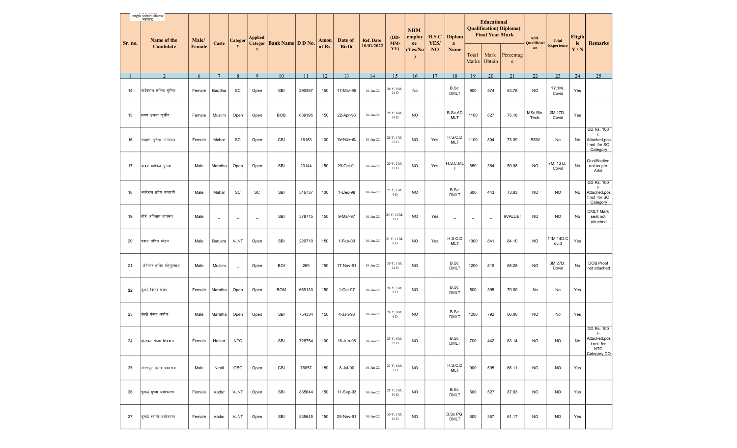| Sr. no. | Name of the Candidate | Male/ Female | Caste | Category | Applied Category | Bank Name | D D No. | Amount Rs. | Date of Birth | Ref. Date 10/01/2022 | (DD-MM-YY) | NHM employee (Yes/No) | H.S.C YES/ NO | Diploma Name | Educational Qualification( Diploma) Final Year Mark | | | Add. Qualification | Total Experience | Eligible Y / N | Remarks |
|---|---|---|---|---|---|---|---|---|---|---|---|---|---|---|---|---|---|---|---|---|---|
| | | | | | | | | | | | | | | | Total Marks | Mark Obtain | Percentage | | | | |
| 1 | 2 | 6 | 7 | 8 | 9 | 10 | 11 | 12 | 13 | 14 | 15 | 16 | 17 | 18 | 19 | 20 | 21 | 22 | 23 | 24 | 25 |
| 14 | पाईकराव मनिषा सुनिल | Female | Baudha | SC | Open | SBI | 290957 | 150 | 17-Mar-95 | 10-Jan-22 | 26 Y, 9 M, 24 D | No | | B.Sc DMLT | 900 | 574 | 63.78 | NO | 1Y.1M. Covid | Yes | |
| 15 | सय्यद उजमा खुर्शीद | Female | Muslim | Open | Open | BOB | 639195 | 150 | 22-Apr-96 | 10-Jan-22 | 25 Y, 8 M, 19 D | NO | | B.Sc,AD MLT | 1100 | 827 | 75.18 | MSc Bio Tech. | 2M.17D. Covid | Yes | |
| 16 | चव्हाण सुरेखा गोपीनाथ | Female | Mahar | SC | Open | CBI | 16163 | 100 | 19-Nov-95 | 10-Jan-22 | 26 Y, 1 M, 22 D | NO | Yes | H.S.C.D MLT | 1100 | 804 | 73.09 | BSW | No | No | DD Rs. 100 /- Attached,post not for SC Category |
| 17 | यादव ऋषिकेश गुरुवा | Male | Maratha | Open | Open | SBI | 23144 | 150 | 29-Oct-01 | 10-Jan-22 | 20 Y, 2 M, 12 D | NO | Yes | H.S.C.MLT | 650 | 384 | 59.08 | NO | 7M. 13 D. Covid | No | Qualification not as per Advt. |
| 18 | भालेराव प्रशेश बालाजी | Male | Mahar | SC | SC | SBI | 516737 | 100 | 1-Dec-98 | 10-Jan-22 | 23 Y, 1 M, 9 D | NO | | B.Sc DMLT | 600 | 443 | 73.83 | NO | NO | No | DD Rs. 100 /- Attached,post not for SC Category |
| 19 | गोरे अविनाश हणमंत | Male | _ | _ | _ | SBI | 378715 | 150 | 9-Mar-97 | 10-Jan-22 | 24 Y, 10 M, 1 D | NO | Yes | _ | _ | _ | #VALUE! | NO | NO | No | DMLT Mark seat not attached |
| 20 | पवार सचिन मोहन | Male | Banjara | VJNT | Open | SBI | 229710 | 150 | 1-Feb-00 | 10-Jan-22 | 21 Y, 11 M, 9 D | NO | Yes | H.S.C.D MLT | 1000 | 841 | 84.10 | NO | 11M.14D.Covid | Yes | |
| 21 | जेरीकर हमीद म्हेमुदसाब | Male | Muslim | _ | Open | BOI | 269 | 150 | 17-Nov-91 | 10-Jan-22 | 30 Y, 1 M, 24 D | NO | | B.Sc DMLT | 1200 | 819 | 68.25 | NO | 3M.27D. Covid | No | DOB Proof not attached |
| 22 | कुसळे दिप्ती संजय | Female | Maratha | Open | Open | BOM | 669133 | 150 | 1-Oct-97 | 10-Jan-22 | 24 Y, 3 M, 9 D | NO | | B.Sc DMLT | 500 | 395 | 79.00 | No | No | Yes | |
| 23 | इंगळे पंकज अशोक | Male | Maratha | Open | Open | SBI | 754334 | 150 | 4-Jan-98 | 10-Jan-22 | 24 Y, 0 M, 6 D | NO | | B.Sc DMLT | 1200 | 792 | 66.00 | NO | No | Yes | |
| 24 | होळकर संध्या शिवदास | Female | Hatkar | NTC | _ | SBI | 728754 | 100 | 16-Jun-96 | 10-Jan-22 | 25 Y, 6 M, 25 D | NO | | B.Sc DMLT | 700 | 442 | 63.14 | NO | NO | No | DD Rs. 100 /- Attached,post not for NTC Category,DO |
| 25 | सोलापूरे प्रसाद ज्ञानराव | Male | Nirali | OBC | Open | CBI | 76857 | 150 | 8-Jul-00 | 10-Jan-22 | 21 Y, 6 M, 2 D | NO | | H.S.C.D MLT | 900 | 595 | 66.11 | NO | NO | Yes | |
| 26 | कुसळे सुष्मा अशोकराव | Female | Vadar | VJNT | Open | SBI | 835644 | 150 | 11-Sep-93 | 10-Jan-22 | 28 Y, 3 M, 30 D | NO | | B.Sc DMLT | 600 | 527 | 87.83 | NO | NO | Yes | |
| 27 | कुसळे स्वाती अशोकराव | Female | Vadar | VJNT | Open | SBI | 835645 | 150 | 25-Nov-91 | 10-Jan-22 | 30 Y, 1 M, 16 D | NO | | B.Sc PG DMLT | 600 | 367 | 61.17 | NO | NO | Yes | |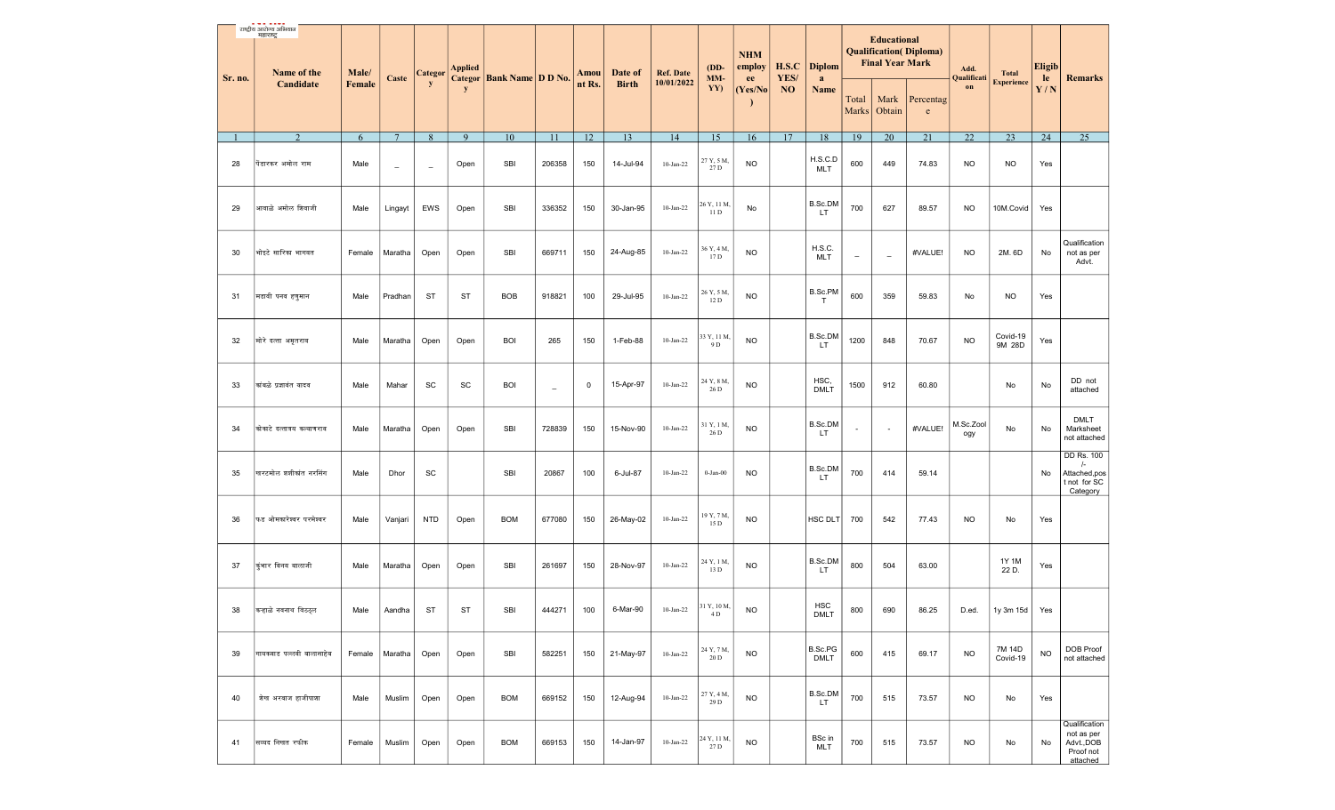राष्ट्रीय आरोग्य अभियान महाराष्ट्र

| Sr. no. | Name of the Candidate | Male/ Female | Caste | Category | Applied Category | Bank Name | D D No. | Amount Rs. | Date of Birth | Ref. Date 10/01/2022 | (DD-MM-YY) | NHM employee (Yes/No) | H.S.C YES/ NO | Diploma Name | Educational Qualification( Diploma) Final Year Mark | | | Add. Qualification | Total Experience | Eligible Y / N | Remarks |
|---|---|---|---|---|---|---|---|---|---|---|---|---|---|---|---|---|---|---|---|---|---|
| | | | | | | | | | | | | | | | Total Marks | Mark Obtain | Percentage | | | | |
| 1 | 2 | 6 | 7 | 8 | 9 | 10 | 11 | 12 | 13 | 14 | 15 | 16 | 17 | 18 | 19 | 20 | 21 | 22 | 23 | 24 | 25 |
| 28 | पेंढारकर अमोल राम | Male | _ | _ | Open | SBI | 206358 | 150 | 14-Jul-94 | 10-Jan-22 | 27 Y, 5 M, 27 D | NO | | H.S.C.D MLT | 600 | 449 | 74.83 | NO | NO | Yes | |
| 29 | आवाळे अमोल शिवाजी | Male | Lingayt | EWS | Open | SBI | 336352 | 150 | 30-Jan-95 | 10-Jan-22 | 26 Y, 11 M, 11 D | No | | B.Sc.DM LT | 700 | 627 | 89.57 | NO | 10M.Covid | Yes | |
| 30 | भोइटे सारिका भागवत | Female | Maratha | Open | Open | SBI | 669711 | 150 | 24-Aug-85 | 10-Jan-22 | 36 Y, 4 M, 17 D | NO | | H.S.C. MLT | _ | _ | #VALUE! | NO | 2M. 6D | No | Qualification not as per Advt. |
| 31 | मडावी पनव हनुमान | Male | Pradhan | ST | ST | BOB | 918821 | 100 | 29-Jul-95 | 10-Jan-22 | 26 Y, 5 M, 12 D | NO | | B.Sc.PM T | 600 | 359 | 59.83 | No | NO | Yes | |
| 32 | मोरे दत्ता अमृतराव | Male | Maratha | Open | Open | BOI | 265 | 150 | 1-Feb-88 | 10-Jan-22 | 33 Y, 11 M, 9 D | NO | | B.Sc.DM LT | 1200 | 848 | 70.67 | NO | Covid-19 9M 28D | Yes | |
| 33 | कांबळे प्रशांत यादव | Male | Mahar | SC | SC | BOI | _ | 0 | 15-Apr-97 | 10-Jan-22 | 24 Y, 8 M, 26 D | NO | | HSC, DMLT | 1500 | 912 | 60.80 | | No | No | DD not attached |
| 34 | कोकाटे दत्तात्रय कल्याणराव | Male | Maratha | Open | Open | SBI | 728839 | 150 | 15-Nov-90 | 10-Jan-22 | 31 Y, 1 M, 26 D | NO | | B.Sc.DM LT | - | - | #VALUE! | M.Sc.Zoology | No | No | DMLT Marksheet not attached |
| 35 | खरटमोल शशीकांत नरसिंग | Male | Dhor | SC | | SBI | 20867 | 100 | 6-Jul-87 | 10-Jan-22 | 0-Jan-00 | NO | | B.Sc.DM LT | 700 | 414 | 59.14 | | | No | DD Rs. 100 /- Attached,post not for SC Category |
| 36 | फड ओमकारेश्वर परमेश्वर | Male | Vanjari | NTD | Open | BOM | 677080 | 150 | 26-May-02 | 10-Jan-22 | 19 Y, 7 M, 15 D | NO | | HSC DLT | 700 | 542 | 77.43 | NO | No | Yes | |
| 37 | कुंभार विनय बालाजी | Male | Maratha | Open | Open | SBI | 261697 | 150 | 28-Nov-97 | 10-Jan-22 | 24 Y, 1 M, 13 D | NO | | B.Sc.DM LT | 800 | 504 | 63.00 | | 1Y 1M 22 D. | Yes | |
| 38 | कन्हाळे नवनाथ विठ्ठल | Male | Aandha | ST | ST | SBI | 444271 | 100 | 6-Mar-90 | 10-Jan-22 | 31 Y, 10 M, 4 D | NO | | HSC DMLT | 800 | 690 | 86.25 | D.ed. | 1y 3m 15d | Yes | |
| 39 | गायकवाड पल्लवी बालासाहेब | Female | Maratha | Open | Open | SBI | 582251 | 150 | 21-May-97 | 10-Jan-22 | 24 Y, 7 M, 20 D | NO | | B.Sc.PG DMLT | 600 | 415 | 69.17 | NO | 7M 14D Covid-19 | NO | DOB Proof not attached |
| 40 | शेख अरबाज हाजीपाशा | Male | Muslim | Open | Open | BOM | 669152 | 150 | 12-Aug-94 | 10-Jan-22 | 27 Y, 4 M, 29 D | NO | | B.Sc.DM LT | 700 | 515 | 73.57 | NO | No | Yes | |
| 41 | सय्यद निखत रफीक | Female | Muslim | Open | Open | BOM | 669153 | 150 | 14-Jan-97 | 10-Jan-22 | 24 Y, 11 M, 27 D | NO | | BSc in MLT | 700 | 515 | 73.57 | NO | No | No | Qualification not as per Advt.,DOB Proof not attached |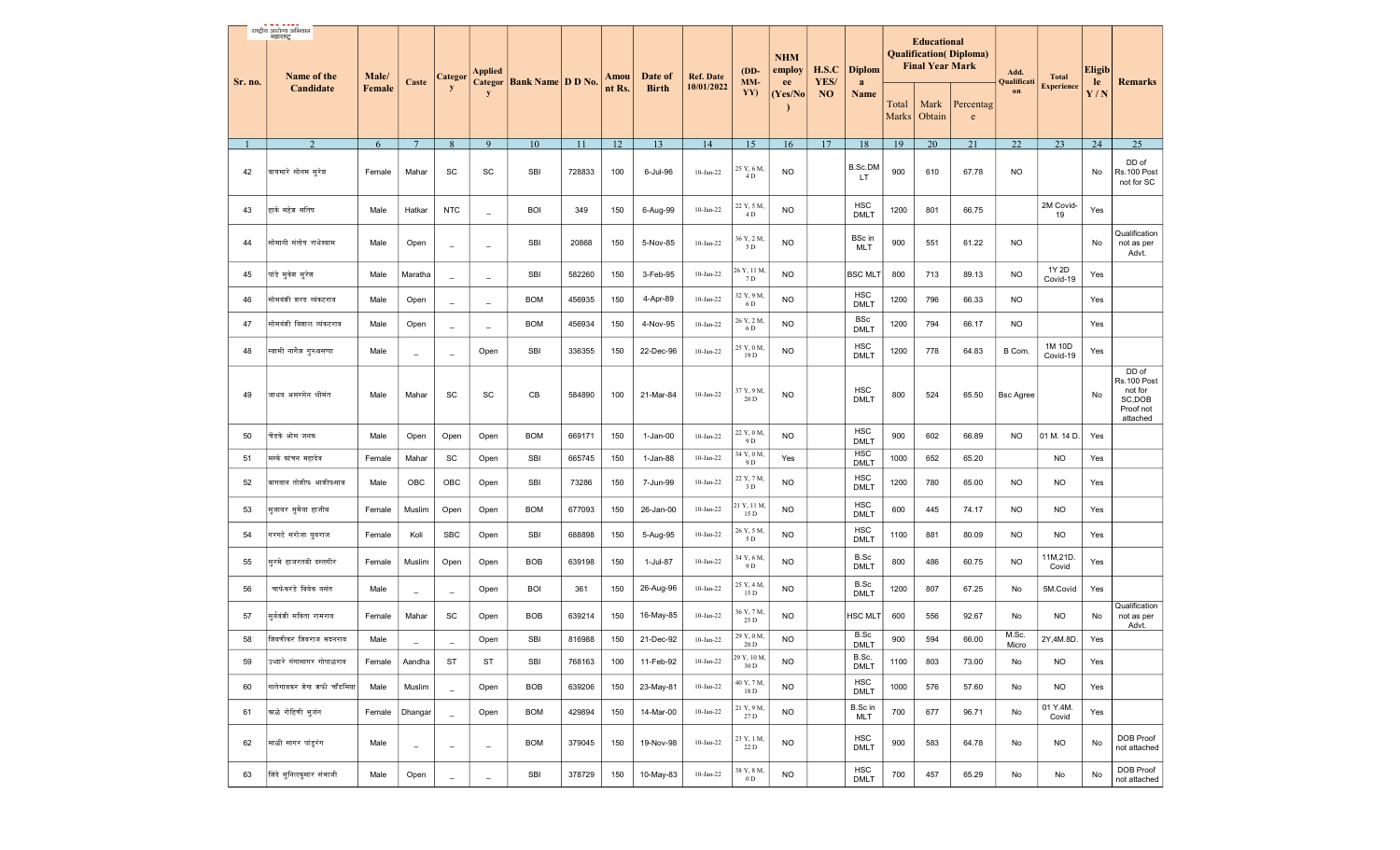| Sr. no. | Name of the Candidate | Male/ Female | Caste | Category | Applied Category | Bank Name | D D No. | Amount Rs. | Date of Birth | Ref. Date 10/01/2022 | (DD-MM-YY) | NHM employee (Yes/No) | H.S.C YES/ NO | Diploma Name | Educational Qualification( Diploma) Final Year Mark | | | Add. Qualification | Total Experience | Eligible Y / N | Remarks |
|---|---|---|---|---|---|---|---|---|---|---|---|---|---|---|---|---|---|---|---|---|---|
| | | | | | | | | | | | | | | | Total Marks | Mark Obtain | Percentage | | | | |
| 1 | 2 | 6 | 7 | 8 | 9 | 10 | 11 | 12 | 13 | 14 | 15 | 16 | 17 | 18 | 19 | 20 | 21 | 22 | 23 | 24 | 25 |
| 42 | वाघमारे सोनम सुरेश | Female | Mahar | SC | SC | SBI | 728833 | 100 | 6-Jul-96 | 10-Jan-22 | 25 Y, 6 M, 4 D | NO | | B.Sc.DMLT | 900 | 610 | 67.78 | NO | | No | DD of Rs.100 Post not for SC |
| 43 | हाके महेश सतिश | Male | Hatkar | NTC | _ | BOI | 349 | 150 | 6-Aug-99 | 10-Jan-22 | 22 Y, 5 M, 4 D | NO | | HSC DMLT | 1200 | 801 | 66.75 | | 2M Covid-19 | Yes | |
| 44 | सोमानी संतोष राधेश्याम | Male | Open | _ | _ | SBI | 20868 | 150 | 5-Nov-85 | 10-Jan-22 | 36 Y, 2 M, 5 D | NO | | BSc in MLT | 900 | 551 | 61.22 | NO | | No | Qualification not as per Advt. |
| 45 | पांडे सुमेश सुरेश | Male | Maratha | _ | _ | SBI | 582260 | 150 | 3-Feb-95 | 10-Jan-22 | 26 Y, 11 M, 7 D | NO | | BSC MLT | 800 | 713 | 89.13 | NO | 1Y 2D Covid-19 | Yes | |
| 46 | सोमवंशी शरद व्यंकटराव | Male | Open | _ | _ | BOM | 456935 | 150 | 4-Apr-89 | 10-Jan-22 | 32 Y, 9 M, 6 D | NO | | HSC DMLT | 1200 | 796 | 66.33 | NO | | Yes | |
| 47 | सोमवंशी विशाल व्यंकटराव | Male | Open | _ | _ | BOM | 456934 | 150 | 4-Nov-95 | 10-Jan-22 | 26 Y, 2 M, 6 D | NO | | BSc DMLT | 1200 | 794 | 66.17 | NO | | Yes | |
| 48 | स्वामी नागेश गुरुबसप्पा | Male | _ | _ | Open | SBI | 336355 | 150 | 22-Dec-96 | 10-Jan-22 | 25 Y, 0 M, 19 D | NO | | HSC DMLT | 1200 | 778 | 64.83 | B Com. | 1M 10D Covid-19 | Yes | |
| 49 | जाधव अमरसेन श्रीमंत | Male | Mahar | SC | SC | CB | 584890 | 100 | 21-Mar-84 | 10-Jan-22 | 37 Y, 9 M, 20 D | NO | | HSC DMLT | 800 | 524 | 65.50 | Bsc Agree | | No | DD of Rs.100 Post not for SC,DOB Proof not attached |
| 50 | चेडके ओम जनक | Male | Open | Open | Open | BOM | 669171 | 150 | 1-Jan-00 | 10-Jan-22 | 22 Y, 0 M, 9 D | NO | | HSC DMLT | 900 | 602 | 66.89 | NO | 01 M. 14 D. | Yes | |
| 51 | मस्के कांचन महादेव | Female | Mahar | SC | Open | SBI | 665745 | 150 | 1-Jan-88 | 10-Jan-22 | 34 Y, 0 M, 9 D | Yes | | HSC DMLT | 1000 | 652 | 65.20 | | NO | Yes | |
| 52 | बागवान तोसीफ आजीफसाब | Male | OBC | OBC | Open | SBI | 73286 | 150 | 7-Jun-99 | 10-Jan-22 | 22 Y, 7 M, 3 D | NO | | HSC DMLT | 1200 | 780 | 65.00 | NO | NO | Yes | |
| 53 | मुजावर सुमैया हाजीब | Female | Muslim | Open | Open | BOM | 677093 | 150 | 26-Jan-00 | 10-Jan-22 | 21 Y, 11 M, 15 D | NO | | HSC DMLT | 600 | 445 | 74.17 | NO | NO | Yes | |
| 54 | गरगटे सरोजा युवराज | Female | Koli | SBC | Open | SBI | 688898 | 150 | 5-Aug-95 | 10-Jan-22 | 26 Y, 5 M, 5 D | NO | | HSC DMLT | 1100 | 881 | 80.09 | NO | NO | Yes | |
| 55 | मुरसे हाजरतबी दस्तगीर | Female | Muslim | Open | Open | BOB | 639198 | 150 | 1-Jul-87 | 10-Jan-22 | 34 Y, 6 M, 9 D | NO | | B.Sc DMLT | 800 | 486 | 60.75 | NO | 11M,21D. Covid | Yes | |
| 56 | फाफंडके विवेक वसंत | Male | _ | _ | Open | BOI | 361 | 150 | 26-Aug-96 | 10-Jan-22 | 25 Y, 4 M, 15 D | NO | | B.Sc DMLT | 1200 | 807 | 67.25 | No | 5M.Covid | Yes | |
| 57 | सुर्यवंशी सविता रामराव | Female | Mahar | SC | Open | BOB | 639214 | 150 | 16-May-85 | 10-Jan-22 | 36 Y, 7 M, 25 D | NO | | HSC MLT | 600 | 556 | 92.67 | No | NO | No | Qualification not as per Advt. |
| 58 | त्रिवणीकर शिवराज मदनराव | Male | _ | _ | Open | SBI | 816988 | 150 | 21-Dec-92 | 10-Jan-22 | 29 Y, 0 M, 20 D | NO | | B.Sc DMLT | 900 | 594 | 66.00 | M.Sc. Micro | 2Y,4M.8D. | Yes | |
| 59 | उध्दारे गंगासागर गोपाळराव | Female | Aandha | ST | ST | SBI | 768163 | 100 | 11-Feb-92 | 10-Jan-22 | 29 Y, 10 M, 30 D | NO | | B.Sc. DMLT | 1100 | 803 | 73.00 | No | NO | Yes | |
| 60 | गालेगावकर शेख वकी चाँदमिया | Male | Muslim | _ | Open | BOB | 639206 | 150 | 23-May-81 | 10-Jan-22 | 40 Y, 7 M, 18 D | NO | | HSC DMLT | 1000 | 576 | 57.60 | No | NO | Yes | |
| 61 | काळे रोहिणी भुजंग | Female | Dhangar | _ | Open | BOM | 429894 | 150 | 14-Mar-00 | 10-Jan-22 | 21 Y, 9 M, 27 D | NO | | B.Sc in MLT | 700 | 677 | 96.71 | No | 01 Y.4M. Covid | Yes | |
| 62 | माळी सागर पांडुरंग | Male | _ | _ | _ | BOM | 379045 | 150 | 19-Nov-98 | 10-Jan-22 | 23 Y, 1 M, 22 D | NO | | HSC DMLT | 900 | 583 | 64.78 | No | NO | No | DOB Proof not attached |
| 63 | शिंदे सुनिलकुमार संभाजी | Male | Open | _ | _ | SBI | 378729 | 150 | 10-May-83 | 10-Jan-22 | 38 Y, 8 M, 0 D | NO | | HSC DMLT | 700 | 457 | 65.29 | No | No | No | DOB Proof not attached |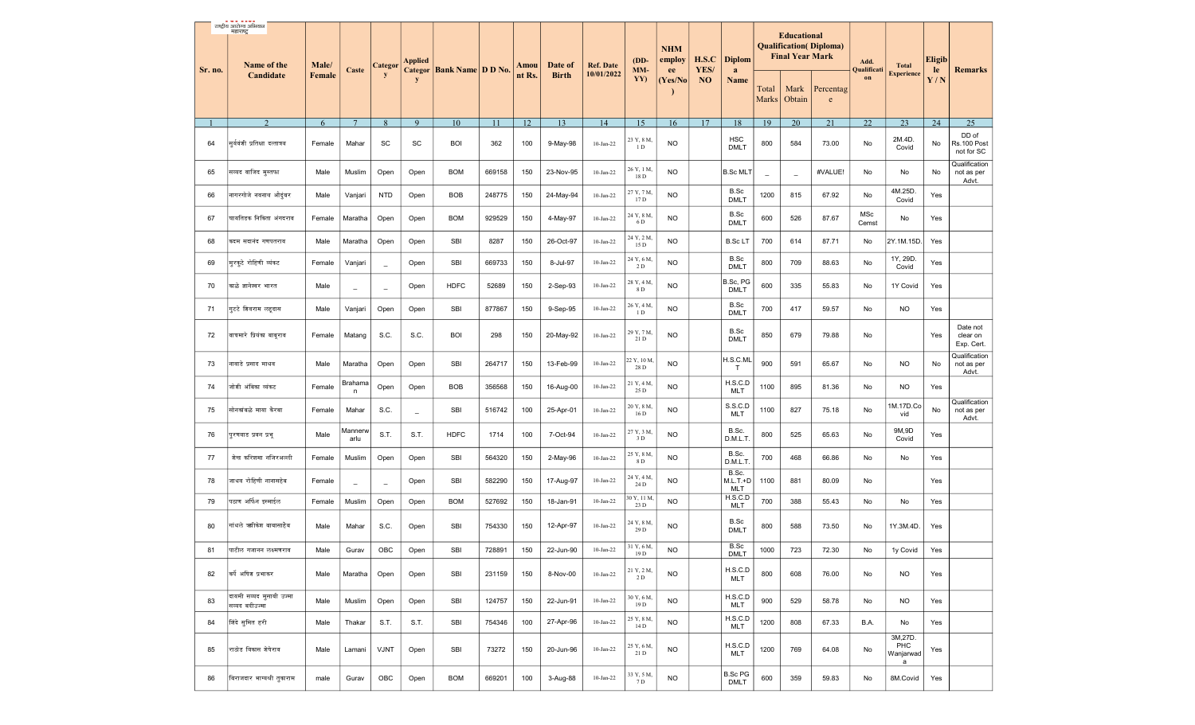| Sr. no. | Name of the Candidate | Male/ Female | Caste | Category | Applied Category | Bank Name | D D No. | Amount Rs. | Date of Birth | Ref. Date 10/01/2022 | (DD-MM-YY) | NHM employee (Yes/No) | H.S.C YES/ NO | Diploma Name | Educational Qualification( Diploma) Final Year Mark | | | Add. Qualification | Total Experience | Eligible Y / N | Remarks |
|---|---|---|---|---|---|---|---|---|---|---|---|---|---|---|---|---|---|---|---|---|---|
| | | | | | | | | | | | | | | | Total Marks | Mark Obtain | Percentage | | | | |
| 1 | 2 | 6 | 7 | 8 | 9 | 10 | 11 | 12 | 13 | 14 | 15 | 16 | 17 | 18 | 19 | 20 | 21 | 22 | 23 | 24 | 25 |
| 64 | सुर्यवंशी प्रतिक्षा दत्तात्रय | Female | Mahar | SC | SC | BOI | 362 | 100 | 9-May-98 | 10-Jan-22 | 23 Y, 8 M, 1 D | NO | | HSC DMLT | 800 | 584 | 73.00 | No | 2M.4D. Covid | No | DD of Rs.100 Post not for SC |
| 65 | सय्यद वाजिद मुस्तफा | Male | Muslim | Open | Open | BOM | 669158 | 150 | 23-Nov-95 | 10-Jan-22 | 26 Y, 1 M, 18 D | NO | | B.Sc MLT | _ | _ | #VALUE! | No | No | No | Qualification not as per Advt. |
| 66 | नागरगोजे नवनाथ औदुंबर | Male | Vanjari | NTD | Open | BOB | 248775 | 150 | 24-May-94 | 10-Jan-22 | 27 Y, 7 M, 17 D | NO | | B.Sc DMLT | 1200 | 815 | 67.92 | No | 4M.25D. Covid | Yes | |
| 67 | चावतिडक निकिता अंगदराव | Female | Maratha | Open | Open | BOM | 929529 | 150 | 4-May-97 | 10-Jan-22 | 24 Y, 8 M, 6 D | NO | | B.Sc DMLT | 600 | 526 | 87.67 | MSc Cemst | No | Yes | |
| 68 | कदम सदानंद गणपतराव | Male | Maratha | Open | Open | SBI | 8287 | 150 | 26-Oct-97 | 10-Jan-22 | 24 Y, 2 M, 15 D | NO | | B.Sc LT | 700 | 614 | 87.71 | No | 2Y.1M.15D. | Yes | |
| 69 | मुरकुटे रोहिणी व्यंकट | Female | Vanjari | _ | Open | SBI | 669733 | 150 | 8-Jul-97 | 10-Jan-22 | 24 Y, 6 M, 2 D | NO | | B.Sc DMLT | 800 | 709 | 88.63 | No | 1Y, 29D. Covid | Yes | |
| 70 | काळे ज्ञानेश्वर भारत | Male | _ | _ | Open | HDFC | 52689 | 150 | 2-Sep-93 | 10-Jan-22 | 28 Y, 4 M, 8 D | NO | | B.Sc, PG DMLT | 600 | 335 | 55.83 | No | 1Y Covid | Yes | |
| 71 | मुटटे शिवराम लहुदास | Male | Vanjari | Open | Open | SBI | 877867 | 150 | 9-Sep-95 | 10-Jan-22 | 26 Y, 4 M, 1 D | NO | | B.Sc DMLT | 700 | 417 | 59.57 | No | NO | Yes | |
| 72 | वाघमारे प्रियंका बाबुराव | Female | Matang | S.C. | S.C. | BOI | 298 | 150 | 20-May-92 | 10-Jan-22 | 29 Y, 7 M, 21 D | NO | | B.Sc DMLT | 850 | 679 | 79.88 | No | | Yes | Date not clear on Exp. Cert. |
| 73 | नावाडे प्रसाद माधव | Male | Maratha | Open | Open | SBI | 264717 | 150 | 13-Feb-99 | 10-Jan-22 | 22 Y, 10 M, 28 D | NO | | H.S.C.MLT | 900 | 591 | 65.67 | No | NO | No | Qualification not as per Advt. |
| 74 | जोशी अंबिका व्यंकट | Female | Brahaman | Open | Open | BOB | 356568 | 150 | 16-Aug-00 | 10-Jan-22 | 21 Y, 4 M, 25 D | NO | | H.S.C.D MLT | 1100 | 895 | 81.36 | No | NO | Yes | |
| 75 | सोनकांबळे माया केरबा | Female | Mahar | S.C. | _ | SBI | 516742 | 100 | 25-Apr-01 | 10-Jan-22 | 20 Y, 8 M, 16 D | NO | | S.S.C.D MLT | 1100 | 827 | 75.18 | No | 1M.17D.Covid | No | Qualification not as per Advt. |
| 76 | पुरणवाड प्रवन प्रभू | Male | Mannerwarlu | S.T. | S.T. | HDFC | 1714 | 100 | 7-Oct-94 | 10-Jan-22 | 27 Y, 3 M, 3 D | NO | | B.Sc. D.M.L.T. | 800 | 525 | 65.63 | No | 9M,9D Covid | Yes | |
| 77 | शेख करिश्मा नजिरअल्ली | Female | Muslim | Open | Open | SBI | 564320 | 150 | 2-May-96 | 10-Jan-22 | 25 Y, 8 M, 8 D | NO | | B.Sc. D.M.L.T. | 700 | 468 | 66.86 | No | No | Yes | |
| 78 | जाधव रोहिणी नानासहेब | Female | _ | _ | Open | SBI | 582290 | 150 | 17-Aug-97 | 10-Jan-22 | 24 Y, 4 M, 24 D | NO | | B.Sc. M.L.T.+D MLT | 1100 | 881 | 80.09 | No | | Yes | |
| 79 | पठाण अर्शिन इस्माईल | Female | Muslim | Open | Open | BOM | 527692 | 150 | 18-Jan-91 | 10-Jan-22 | 30 Y, 11 M, 23 D | NO | | H.S.C.D MLT | 700 | 388 | 55.43 | No | No | Yes | |
| 80 | गांधले ऋषिकेश बाबासाहेब | Male | Mahar | S.C. | Open | SBI | 754330 | 150 | 12-Apr-97 | 10-Jan-22 | 24 Y, 8 M, 29 D | NO | | B.Sc DMLT | 800 | 588 | 73.50 | No | 1Y.3M.4D. | Yes | |
| 81 | पाटील गजानन लक्ष्मणराव | Male | Gurav | OBC | Open | SBI | 728891 | 150 | 22-Jun-90 | 10-Jan-22 | 31 Y, 6 M, 19 D | NO | | B.Sc DMLT | 1000 | 723 | 72.30 | No | 1y Covid | Yes | |
| 82 | कर्वे अमित प्रभाकर | Male | Maratha | Open | Open | SBI | 231159 | 150 | 8-Nov-00 | 10-Jan-22 | 21 Y, 2 M, 2 D | NO | | H.S.C.D MLT | 800 | 608 | 76.00 | No | NO | Yes | |
| 83 | दायमी सय्यद मुसावी उज्मा सय्यद वहीउल्मा | Male | Muslim | Open | Open | SBI | 124757 | 150 | 22-Jun-91 | 10-Jan-22 | 30 Y, 6 M, 19 D | NO | | H.S.C.D MLT | 900 | 529 | 58.78 | No | NO | Yes | |
| 84 | शिंदे सुमित हरी | Male | Thakar | S.T. | S.T. | SBI | 754346 | 100 | 27-Apr-96 | 10-Jan-22 | 25 Y, 8 M, 14 D | NO | | H.S.C.D MLT | 1200 | 808 | 67.33 | B.A. | No | Yes | |
| 85 | राठोड विकास शेषेराव | Male | Lamani | VJNT | Open | SBI | 73272 | 150 | 20-Jun-96 | 10-Jan-22 | 25 Y, 6 M, 21 D | NO | | H.S.C.D MLT | 1200 | 769 | 64.08 | No | 3M,27D. PHC Wanjarwada | Yes | |
| 86 | बिराजदार भाग्यश्री तुकाराम | male | Gurav | OBC | Open | BOM | 669201 | 100 | 3-Aug-88 | 10-Jan-22 | 33 Y, 5 M, 7 D | NO | | B.Sc PG DMLT | 600 | 359 | 59.83 | No | 8M.Covid | Yes | |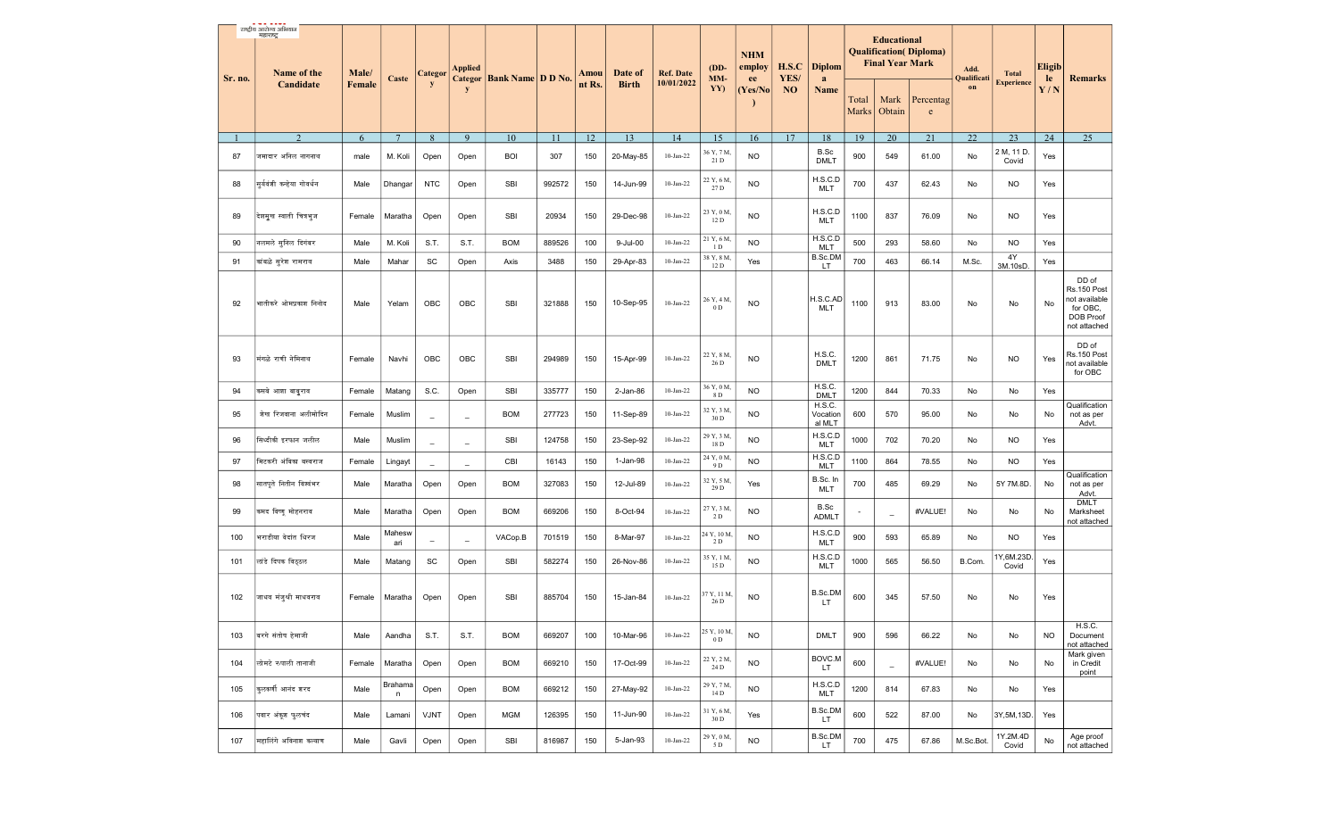राष्ट्रीय आरोग्य अभियान महाराष्ट्र

| Sr. no. | Name of the Candidate | Male/ Female | Caste | Category | Applied Category | Bank Name | D D No. | Amount Rs. | Date of Birth | Ref. Date 10/01/2022 | (DD-MM-YY) | NHM employee (Yes/No) | H.S.C YES/ NO | Diploma Name | Educational Qualification( Diploma) Final Year Mark | | | Add. Qualification | Total Experience | Eligible Y / N | Remarks |
|---|---|---|---|---|---|---|---|---|---|---|---|---|---|---|---|---|---|---|---|---|---|
| | | | | | | | | | | | | | | | Total Marks | Mark Obtain | Percentage | | | | |
| 1 | 2 | 6 | 7 | 8 | 9 | 10 | 11 | 12 | 13 | 14 | 15 | 16 | 17 | 18 | 19 | 20 | 21 | 22 | 23 | 24 | 25 |
| 87 | जमादार अनिल नागनाथ | male | M. Koli | Open | Open | BOI | 307 | 150 | 20-May-85 | 10-Jan-22 | 36 Y, 7 M, 21 D | NO | | B.Sc DMLT | 900 | 549 | 61.00 | No | 2 M, 11 D. Covid | Yes | |
| 88 | सुर्यवंशी कन्हैया गोवर्धन | Male | Dhangar | NTC | Open | SBI | 992572 | 150 | 14-Jun-99 | 10-Jan-22 | 22 Y, 6 M, 27 D | NO | | H.S.C.D MLT | 700 | 437 | 62.43 | No | NO | Yes | |
| 89 | देशमुख स्वाती चित्रभुज | Female | Maratha | Open | Open | SBI | 20934 | 150 | 29-Dec-98 | 10-Jan-22 | 23 Y, 0 M, 12 D | NO | | H.S.C.D MLT | 1100 | 837 | 76.09 | No | NO | Yes | |
| 90 | नालमले सुनिल दिगंबर | Male | M. Koli | S.T. | S.T. | BOM | 889526 | 100 | 9-Jul-00 | 10-Jan-22 | 21 Y, 6 M, 1 D | NO | | H.S.C.D MLT | 500 | 293 | 58.60 | No | NO | Yes | |
| 91 | कांबळे सुरेश रामराव | Male | Mahar | SC | Open | Axis | 3488 | 150 | 29-Apr-83 | 10-Jan-22 | 38 Y, 8 M, 12 D | Yes | | B.Sc.DM LT | 700 | 463 | 66.14 | M.Sc. | 4Y 3M.10sD. | Yes | |
| 92 | भातीकरे ओमप्रकाश निनोद | Male | Yelam | OBC | OBC | SBI | 321888 | 150 | 10-Sep-95 | 10-Jan-22 | 26 Y, 4 M, 0 D | NO | | H.S.C.AD MLT | 1100 | 913 | 83.00 | No | No | No | DD of Rs.150 Post not available for OBC, DOB Proof not attached |
| 93 | मंगळे राणी नेमिनाथ | Female | Navhi | OBC | OBC | SBI | 294989 | 150 | 15-Apr-99 | 10-Jan-22 | 22 Y, 8 M, 26 D | NO | | H.S.C. DMLT | 1200 | 861 | 71.75 | No | NO | Yes | DD of Rs.150 Post not available for OBC |
| 94 | कसबे आशा बाबुराव | Female | Matang | S.C. | Open | SBI | 335777 | 150 | 2-Jan-86 | 10-Jan-22 | 36 Y, 0 M, 8 D | NO | | H.S.C. DMLT | 1200 | 844 | 70.33 | No | No | Yes | |
| 95 | शेख रिजवाना अलीमोदिन | Female | Muslim | _ | _ | BOM | 277723 | 150 | 11-Sep-89 | 10-Jan-22 | 32 Y, 3 M, 30 D | NO | | H.S.C. Vocation al MLT | 600 | 570 | 95.00 | No | No | No | Qualification not as per Advt. |
| 96 | सिध्दीकी इरफान जलील | Male | Muslim | _ | _ | SBI | 124758 | 150 | 23-Sep-92 | 10-Jan-22 | 29 Y, 3 M, 18 D | NO | | H.S.C.D MLT | 1000 | 702 | 70.20 | No | NO | Yes | |
| 97 | मिटकरी अंकिता बसवराज | Female | Lingayt | _ | _ | CBI | 16143 | 150 | 1-Jan-98 | 10-Jan-22 | 24 Y, 0 M, 9 D | NO | | H.S.C.D MLT | 1100 | 864 | 78.55 | No | NO | Yes | |
| 98 | सातपुते नितीन विश्वंभर | Male | Maratha | Open | Open | BOM | 327083 | 150 | 12-Jul-89 | 10-Jan-22 | 32 Y, 5 M, 29 D | Yes | | B.Sc. In MLT | 700 | 485 | 69.29 | No | 5Y 7M.8D. | No | Qualification not as per Advt. |
| 99 | कदम विष्णु मोहनराव | Male | Maratha | Open | Open | BOM | 669206 | 150 | 8-Oct-94 | 10-Jan-22 | 27 Y, 3 M, 2 D | NO | | B.Sc ADMLT | - | _ | #VALUE! | No | No | No | DMLT Marksheet not attached |
| 100 | भराडीया वेदांत धिरज | Male | Maheswari | _ | _ | VACop.B | 701519 | 150 | 8-Mar-97 | 10-Jan-22 | 24 Y, 10 M, 2 D | NO | | H.S.C.D MLT | 900 | 593 | 65.89 | No | NO | Yes | |
| 101 | खंडे दिपक विठ्ठल | Male | Matang | SC | Open | SBI | 582274 | 150 | 26-Nov-86 | 10-Jan-22 | 35 Y, 1 M, 15 D | NO | | H.S.C.D MLT | 1000 | 565 | 56.50 | B.Com. | 1Y,6M.23D. Covid | Yes | |
| 102 | जाधव मंजुश्री माधवराव | Female | Maratha | Open | Open | SBI | 885704 | 150 | 15-Jan-84 | 10-Jan-22 | 37 Y, 11 M, 26 D | NO | | B.Sc.DM LT | 600 | 345 | 57.50 | No | No | Yes | |
| 103 | वरगे संतोष हेमाजी | Male | Aandha | S.T. | S.T. | BOM | 669207 | 100 | 10-Mar-96 | 10-Jan-22 | 25 Y, 10 M, 0 D | NO | | DMLT | 900 | 596 | 66.22 | No | No | NO | H.S.C. Document not attached |
| 104 | लोमटे रुपाली तानाजी | Female | Maratha | Open | Open | BOM | 669210 | 150 | 17-Oct-99 | 10-Jan-22 | 22 Y, 2 M, 24 D | NO | | BOVC.M LT | 600 | _ | #VALUE! | No | No | No | Mark given in Credit point |
| 105 | कुलकर्णी आनंद शरद | Male | Brahaman | Open | Open | BOM | 669212 | 150 | 27-May-92 | 10-Jan-22 | 29 Y, 7 M, 14 D | NO | | H.S.C.D MLT | 1200 | 814 | 67.83 | No | No | Yes | |
| 106 | पवार अंकुश फुलचंद | Male | Lamani | VJNT | Open | MGM | 126395 | 150 | 11-Jun-90 | 10-Jan-22 | 31 Y, 6 M, 30 D | Yes | | B.Sc.DM LT | 600 | 522 | 87.00 | No | 3Y,5M,13D. | Yes | |
| 107 | महालिंगे अविनाश कल्याण | Male | Gavli | Open | Open | SBI | 816987 | 150 | 5-Jan-93 | 10-Jan-22 | 29 Y, 0 M, 5 D | NO | | B.Sc.DM LT | 700 | 475 | 67.86 | M.Sc.Bot. | 1Y.2M.4D Covid | No | Age proof not attached |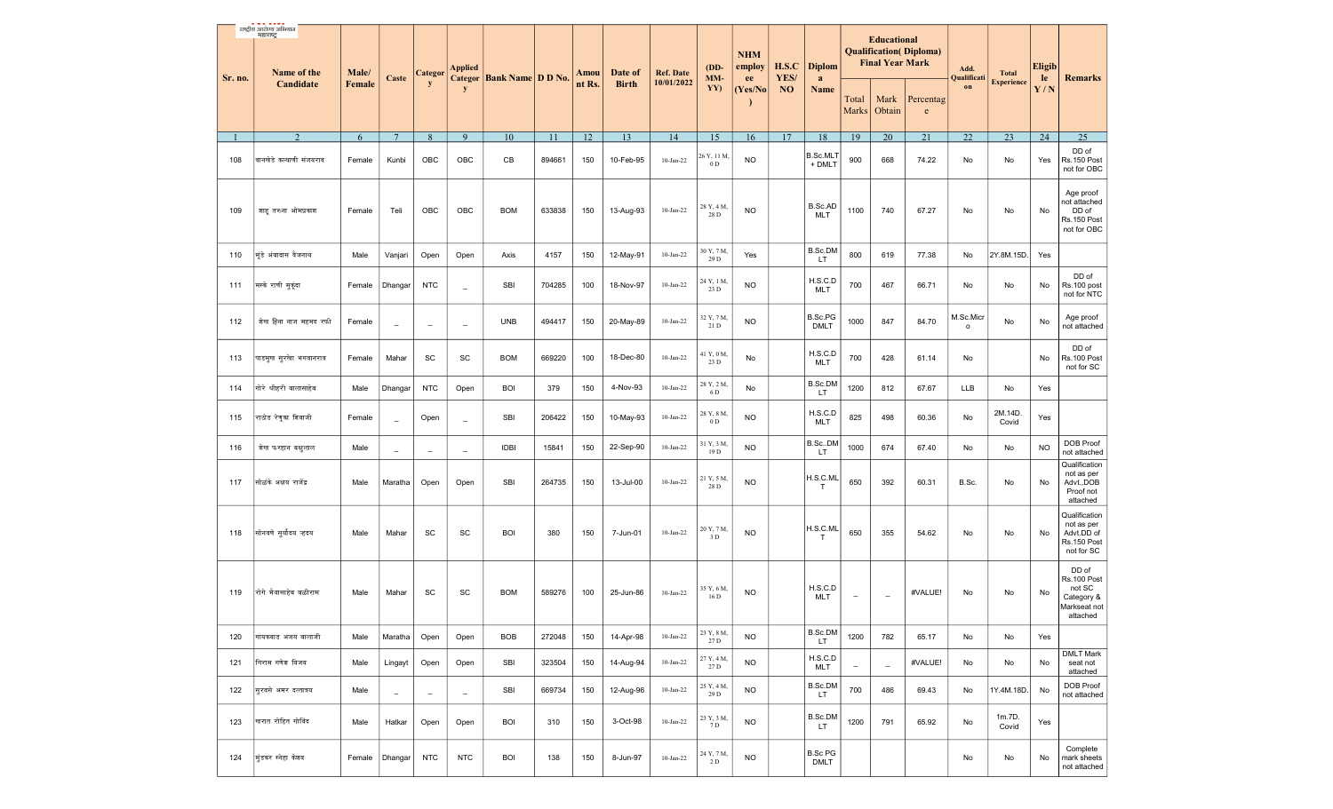| Sr. no. | Name of the Candidate | Male/ Female | Caste | Category | Applied Category | Bank Name | D D No. | Amount Rs. | Date of Birth | Ref. Date 10/01/2022 | (DD-MM-YY) | NHM employee (Yes/No) | H.S.C YES/ NO | Diploma Name | Educational Qualification( Diploma) Final Year Mark | | | Add. Qualification | Total Experience | Eligible Y / N | Remarks |
|---|---|---|---|---|---|---|---|---|---|---|---|---|---|---|---|---|---|---|---|---|---|
| | | | | | | | | | | | | | | | Total Marks | Mark Obtain | Percentage | | | | |
| 1 | 2 | 6 | 7 | 8 | 9 | 10 | 11 | 12 | 13 | 14 | 15 | 16 | 17 | 18 | 19 | 20 | 21 | 22 | 23 | 24 | 25 |
| 108 | वानखेडे कल्याणी संजयराव | Female | Kunbi | OBC | OBC | CB | 894661 | 150 | 10-Feb-95 | 10-Jan-22 | 26 Y, 11 M, 0 D | NO | | B.Sc.MLT + DMLT | 900 | 668 | 74.22 | No | No | Yes | DD of Rs.150 Post not for OBC |
| 109 | काडू तरुना ओमप्रकाश | Female | Teli | OBC | OBC | BOM | 633838 | 150 | 13-Aug-93 | 10-Jan-22 | 28 Y, 4 M, 28 D | NO | | B.Sc.ADMLT | 1100 | 740 | 67.27 | No | No | No | Age proof not attached DD of Rs.150 Post not for OBC |
| 110 | मुंडे अंबादास वैजनाथ | Male | Vanjari | Open | Open | Axis | 4157 | 150 | 12-May-91 | 10-Jan-22 | 30 Y, 7 M, 29 D | Yes | | B.Sc.DMLT | 800 | 619 | 77.38 | No | 2Y.8M.15D. | Yes | |
| 111 | मस्के राणी मुकुंदा | Female | Dhangar | NTC | _ | SBI | 704285 | 100 | 18-Nov-97 | 10-Jan-22 | 24 Y, 1 M, 23 D | NO | | H.S.C.DMLT | 700 | 467 | 66.71 | No | No | No | DD of Rs.100 post not for NTC |
| 112 | शेख हिना नाज महमद रफी | Female | _ | _ | _ | UNB | 494417 | 150 | 20-May-89 | 10-Jan-22 | 32 Y, 7 M, 21 D | NO | | B.Sc.PG DMLT | 1000 | 847 | 84.70 | M.Sc.Micro | No | No | Age proof not attached |
| 113 | पाडमुख सुरेखा भगवानराव | Female | Mahar | SC | SC | BOM | 669220 | 100 | 18-Dec-80 | 10-Jan-22 | 41 Y, 0 M, 23 D | No | | H.S.C.DMLT | 700 | 428 | 61.14 | No | | No | DD of Rs.100 Post not for SC |
| 114 | गोरे श्रीहरी बाळासाहेब | Male | Dhangar | NTC | Open | BOI | 379 | 150 | 4-Nov-93 | 10-Jan-22 | 28 Y, 2 M, 6 D | No | | B.Sc.DMLT | 1200 | 812 | 67.67 | LLB | No | Yes | |
| 115 | राठोड रेणुका शिवाजी | Female | _ | Open | _ | SBI | 206422 | 150 | 10-May-93 | 10-Jan-22 | 28 Y, 8 M, 0 D | NO | | H.S.C.DMLT | 825 | 498 | 60.36 | No | 2M.14D. Covid | Yes | |
| 116 | शेख फरहान बब्बुलाल | Male | _ | _ | _ | IDBI | 15841 | 150 | 22-Sep-90 | 10-Jan-22 | 31 Y, 3 M, 19 D | NO | | B.Sc..DMLT | 1000 | 674 | 67.40 | No | No | NO | DOB Proof not attached |
| 117 | सोळंके अक्षय राजेंद्र | Male | Maratha | Open | Open | SBI | 264735 | 150 | 13-Jul-00 | 10-Jan-22 | 21 Y, 5 M, 28 D | NO | | H.S.C.MLT | 650 | 392 | 60.31 | B.Sc. | No | No | Qualification not as per Advt.,DOB Proof not attached |
| 118 | सोनवणे सुर्योदय नृदय | Male | Mahar | SC | SC | BOI | 380 | 150 | 7-Jun-01 | 10-Jan-22 | 20 Y, 7 M, 3 D | NO | | H.S.C.MLT | 650 | 355 | 54.62 | No | No | No | Qualification not as per Advt.DD of Rs.150 Post not for SC |
| 119 | रोगे भैयासाहेब बळीराम | Male | Mahar | SC | SC | BOM | 589276 | 100 | 25-Jun-86 | 10-Jan-22 | 35 Y, 6 M, 16 D | NO | | H.S.C.DMLT | _ | _ | #VALUE! | No | No | No | DD of Rs.100 Post not SC Category & Markseat not attached |
| 120 | गायकवाड अजय बालाजी | Male | Maratha | Open | Open | BOB | 272048 | 150 | 14-Apr-98 | 10-Jan-22 | 23 Y, 8 M, 27 D | NO | | B.Sc.DMLT | 1200 | 782 | 65.17 | No | No | Yes | |
| 121 | गिराम गणेश विजय | Male | Lingayt | Open | Open | SBI | 323504 | 150 | 14-Aug-94 | 10-Jan-22 | 27 Y, 4 M, 27 D | NO | | H.S.C.DMLT | _ | _ | #VALUE! | No | No | No | DMLT Mark seat not attached |
| 122 | सुरवसे अमर दत्तात्रय | Male | _ | _ | _ | SBI | 669734 | 150 | 12-Aug-96 | 10-Jan-22 | 25 Y, 4 M, 29 D | NO | | B.Sc.DMLT | 700 | 486 | 69.43 | No | 1Y.4M.18D. | No | DOB Proof not attached |
| 123 | खरात रोहित गोविंद | Male | Hatkar | Open | Open | BOI | 310 | 150 | 3-Oct-98 | 10-Jan-22 | 23 Y, 3 M, 7 D | NO | | B.Sc.DMLT | 1200 | 791 | 65.92 | No | 1m.7D. Covid | Yes | |
| 124 | मुंडकर स्नेहा केशव | Female | Dhangar | NTC | NTC | BOI | 138 | 150 | 8-Jun-97 | 10-Jan-22 | 24 Y, 7 M, 2 D | NO | | B.Sc PG DMLT | | | | No | No | No | Complete mark sheets not attached |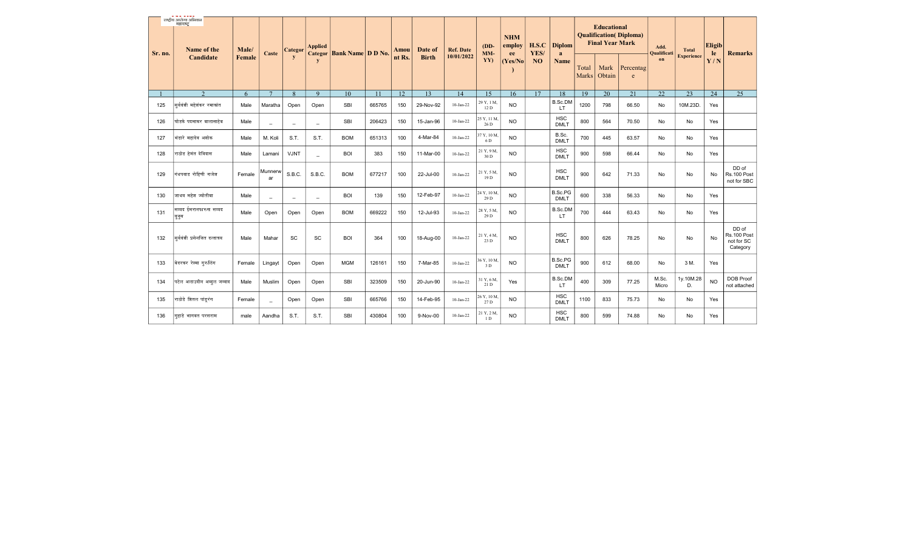| Sr. no. | Name of the Candidate | Male/ Female | Caste | Category | Applied Category | Bank Name | D D No. | Amount Rs. | Date of Birth | Ref. Date 10/01/2022 | (DD-MM-YY) | NHM employee (Yes/No) | H.S.C YES/ NO | Diploma Name | Educational Qualification( Diploma) Final Year Mark | | | Add. Qualification | Total Experience | Eligible Y / N | Remarks |
|---|---|---|---|---|---|---|---|---|---|---|---|---|---|---|---|---|---|---|---|---|---|
| | | | | | | | | | | | | | | | Total Marks | Mark Obtain | Percentage | | | | |
| 1 | 2 | 6 | 7 | 8 | 9 | 10 | 11 | 12 | 13 | 14 | 15 | 16 | 17 | 18 | 19 | 20 | 21 | 22 | 23 | 24 | 25 |
| 125 | सुर्यवंशी महेशंकर रमाकांत | Male | Maratha | Open | Open | SBI | 665765 | 150 | 29-Nov-92 | 10-Jan-22 | 29 Y, 1 M, 12 D | NO | | B.Sc.DMLT | 1200 | 798 | 66.50 | No | 10M.23D. | Yes | |
| 126 | चोडके पदमाकर बालासाहेब | Male | _ | _ | _ | SBI | 206423 | 150 | 15-Jan-96 | 10-Jan-22 | 25 Y, 11 M, 26 D | NO | | HSC DMLT | 800 | 564 | 70.50 | No | No | Yes | |
| 127 | भंडारे महादेव अशोक | Male | M. Koli | S.T. | S.T. | BOM | 651313 | 100 | 4-Mar-84 | 10-Jan-22 | 37 Y, 10 M, 6 D | NO | | B.Sc. DMLT | 700 | 445 | 63.57 | No | No | Yes | |
| 128 | राठोड हेमंत देविदास | Male | Lamani | VJNT | _ | BOI | 383 | 150 | 11-Mar-00 | 10-Jan-22 | 21 Y, 9 M, 30 D | NO | | HSC DMLT | 900 | 598 | 66.44 | No | No | Yes | |
| 129 | गंधपवाड रोहिणी राजेश | Female | Munnerwar | S.B.C. | S.B.C. | BOM | 677217 | 100 | 22-Jul-00 | 10-Jan-22 | 21 Y, 5 M, 19 D | NO | | HSC DMLT | 900 | 642 | 71.33 | No | No | No | DD of Rs.100 Post not for SBC |
| 130 | जाधव महेश ज्योतीबा | Male | _ | _ | _ | BOI | 139 | 150 | 12-Feb-97 | 10-Jan-22 | 24 Y, 10 M, 29 D | NO | | B.Sc.PG DMLT | 600 | 338 | 56.33 | No | No | Yes | |
| 131 | सय्यद ईमरानाधरूला सय्यद युनुस | Male | Open | Open | Open | BOM | 669222 | 150 | 12-Jul-93 | 10-Jan-22 | 28 Y, 5 M, 29 D | NO | | B.Sc.DMLT | 700 | 444 | 63.43 | No | No | Yes | |
| 132 | सुर्यवंशी प्रसेनजित दत्तात्रय | Male | Mahar | SC | SC | BOI | 364 | 100 | 18-Aug-00 | 10-Jan-22 | 21 Y, 4 M, 23 D | NO | | HSC DMLT | 800 | 626 | 78.25 | No | No | No | DD of Rs.100 Post not for SC Category |
| 133 | बेदरकर रेश्मा गुरुलिंग | Female | Lingayt | Open | Open | MGM | 126161 | 150 | 7-Mar-85 | 10-Jan-22 | 36 Y, 10 M, 3 D | NO | | B.Sc.PG DMLT | 900 | 612 | 68.00 | No | 3 M. | Yes | |
| 134 | पटेल अलाउदीन अब्दुल जव्वाद | Male | Muslim | Open | Open | SBI | 323509 | 150 | 20-Jun-90 | 10-Jan-22 | 31 Y, 6 M, 21 D | Yes | | B.Sc.DMLT | 400 | 309 | 77.25 | M.Sc. Micro | 1y.10M.28 D. | NO | DOB Proof not attached |
| 135 | राठोडे शितल पांडुरंग | Female | _ | Open | Open | SBI | 665766 | 150 | 14-Feb-95 | 10-Jan-22 | 26 Y, 10 M, 27 D | NO | | HSC DMLT | 1100 | 833 | 75.73 | No | No | Yes | |
| 136 | मुहाडे भागवत परसराम | male | Aandha | S.T. | S.T. | SBI | 430804 | 100 | 9-Nov-00 | 10-Jan-22 | 21 Y, 2 M, 1 D | NO | | HSC DMLT | 800 | 599 | 74.88 | No | No | Yes | |